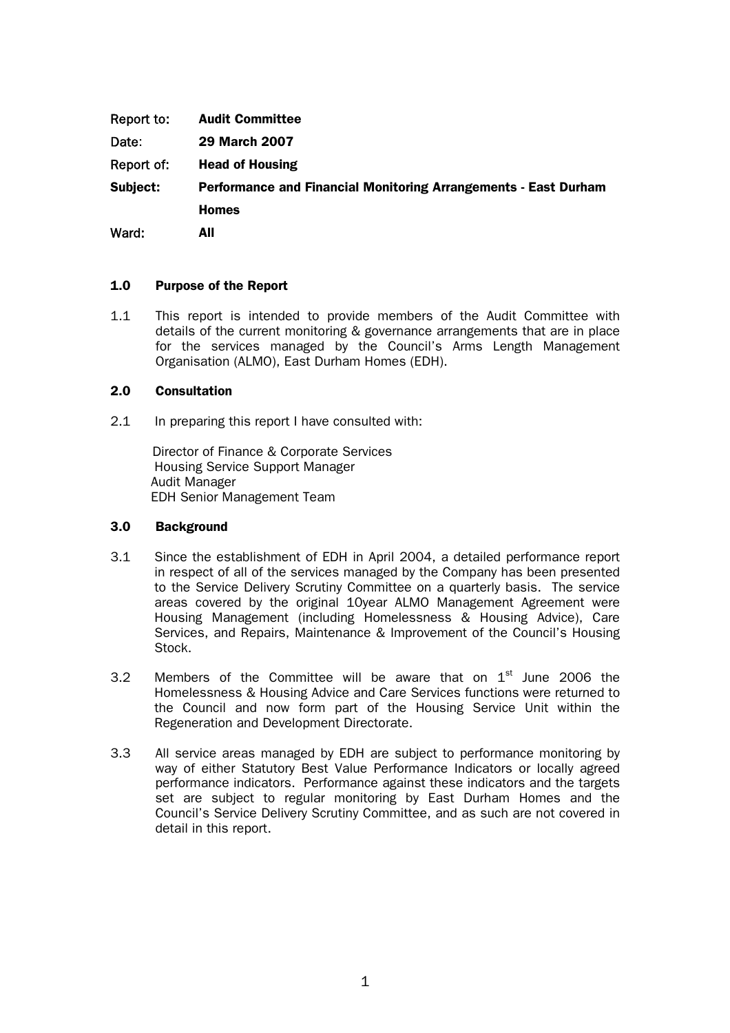| Report to: | **Audit Committee** |
|---|---|
| Date: | **29 March 2007** |
| Report of: | **Head of Housing** |
| **Subject:** | **Performance and Financial Monitoring Arrangements - East Durham Homes** |
| Ward: | **All** |

## 1.0 Purpose of the Report

1.1 This report is intended to provide members of the Audit Committee with details of the current monitoring & governance arrangements that are in place for the services managed by the Council's Arms Length Management Organisation (ALMO), East Durham Homes (EDH).

## 2.0 Consultation

2.1 In preparing this report I have consulted with:

Director of Finance & Corporate Services
Housing Service Support Manager
Audit Manager
EDH Senior Management Team

## 3.0 Background

3.1 Since the establishment of EDH in April 2004, a detailed performance report in respect of all of the services managed by the Company has been presented to the Service Delivery Scrutiny Committee on a quarterly basis. The service areas covered by the original 10year ALMO Management Agreement were Housing Management (including Homelessness & Housing Advice), Care Services, and Repairs, Maintenance & Improvement of the Council's Housing Stock.

3.2 Members of the Committee will be aware that on 1st June 2006 the Homelessness & Housing Advice and Care Services functions were returned to the Council and now form part of the Housing Service Unit within the Regeneration and Development Directorate.

3.3 All service areas managed by EDH are subject to performance monitoring by way of either Statutory Best Value Performance Indicators or locally agreed performance indicators. Performance against these indicators and the targets set are subject to regular monitoring by East Durham Homes and the Council's Service Delivery Scrutiny Committee, and as such are not covered in detail in this report.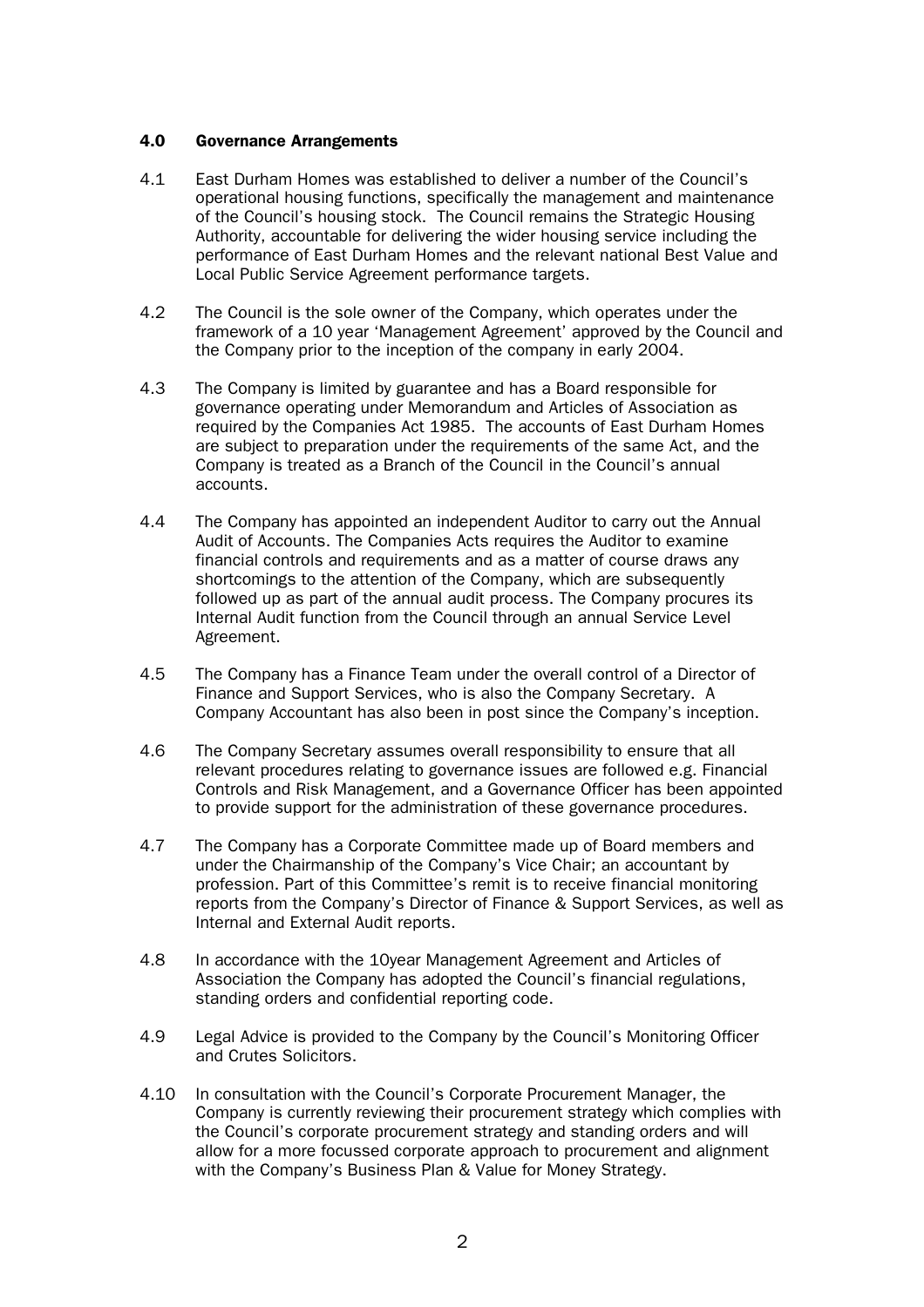## 4.0 Governance Arrangements

4.1 East Durham Homes was established to deliver a number of the Council's operational housing functions, specifically the management and maintenance of the Council's housing stock. The Council remains the Strategic Housing Authority, accountable for delivering the wider housing service including the performance of East Durham Homes and the relevant national Best Value and Local Public Service Agreement performance targets.

4.2 The Council is the sole owner of the Company, which operates under the framework of a 10 year 'Management Agreement' approved by the Council and the Company prior to the inception of the company in early 2004.

4.3 The Company is limited by guarantee and has a Board responsible for governance operating under Memorandum and Articles of Association as required by the Companies Act 1985. The accounts of East Durham Homes are subject to preparation under the requirements of the same Act, and the Company is treated as a Branch of the Council in the Council's annual accounts.

4.4 The Company has appointed an independent Auditor to carry out the Annual Audit of Accounts. The Companies Acts requires the Auditor to examine financial controls and requirements and as a matter of course draws any shortcomings to the attention of the Company, which are subsequently followed up as part of the annual audit process. The Company procures its Internal Audit function from the Council through an annual Service Level Agreement.

4.5 The Company has a Finance Team under the overall control of a Director of Finance and Support Services, who is also the Company Secretary. A Company Accountant has also been in post since the Company's inception.

4.6 The Company Secretary assumes overall responsibility to ensure that all relevant procedures relating to governance issues are followed e.g. Financial Controls and Risk Management, and a Governance Officer has been appointed to provide support for the administration of these governance procedures.

4.7 The Company has a Corporate Committee made up of Board members and under the Chairmanship of the Company's Vice Chair; an accountant by profession. Part of this Committee's remit is to receive financial monitoring reports from the Company's Director of Finance & Support Services, as well as Internal and External Audit reports.

4.8 In accordance with the 10year Management Agreement and Articles of Association the Company has adopted the Council's financial regulations, standing orders and confidential reporting code.

4.9 Legal Advice is provided to the Company by the Council's Monitoring Officer and Crutes Solicitors.

4.10 In consultation with the Council's Corporate Procurement Manager, the Company is currently reviewing their procurement strategy which complies with the Council's corporate procurement strategy and standing orders and will allow for a more focussed corporate approach to procurement and alignment with the Company's Business Plan & Value for Money Strategy.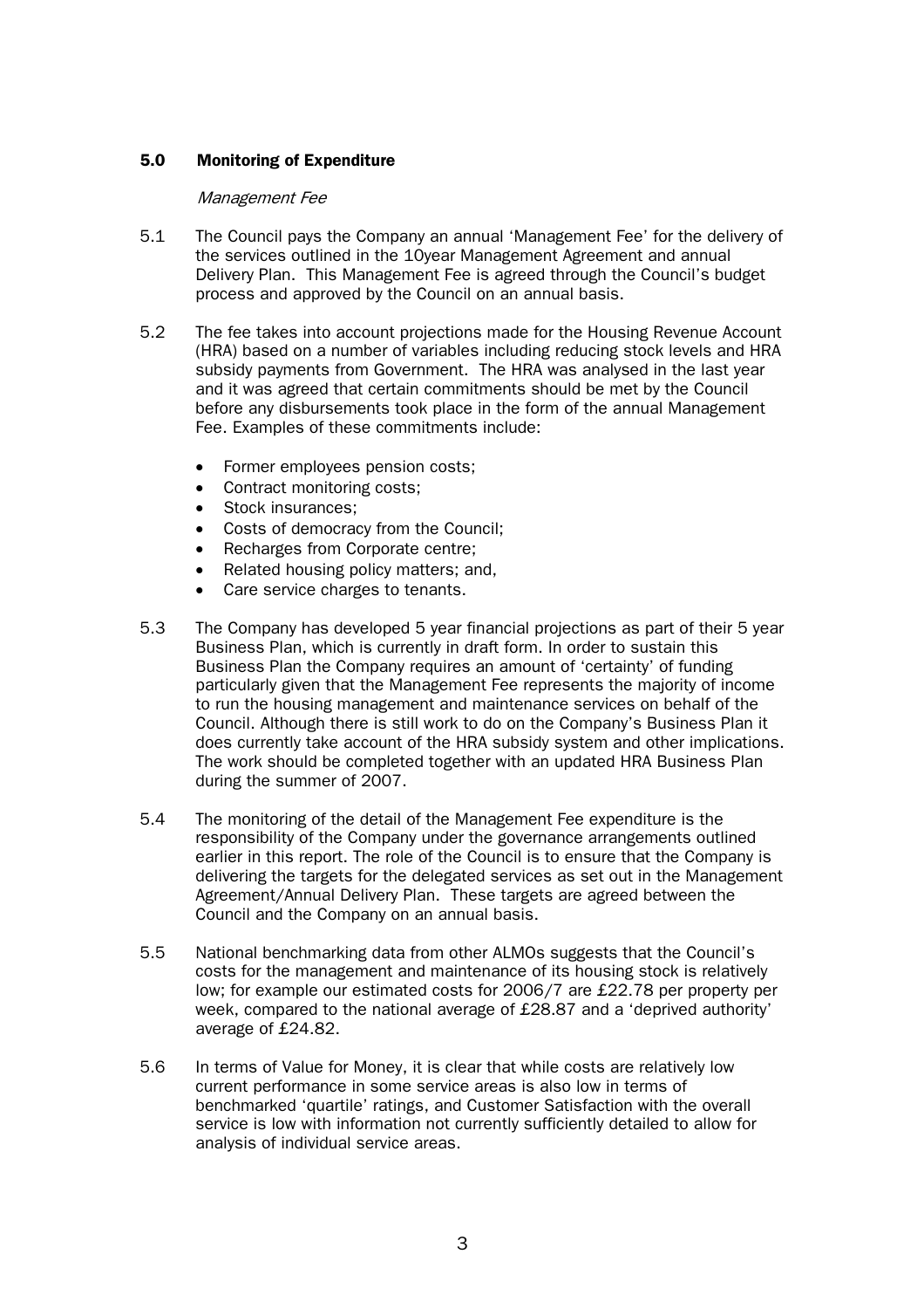## 5.0 Monitoring of Expenditure

*Management Fee*

5.1 The Council pays the Company an annual 'Management Fee' for the delivery of the services outlined in the 10year Management Agreement and annual Delivery Plan. This Management Fee is agreed through the Council's budget process and approved by the Council on an annual basis.

5.2 The fee takes into account projections made for the Housing Revenue Account (HRA) based on a number of variables including reducing stock levels and HRA subsidy payments from Government. The HRA was analysed in the last year and it was agreed that certain commitments should be met by the Council before any disbursements took place in the form of the annual Management Fee. Examples of these commitments include:

- Former employees pension costs;
- Contract monitoring costs;
- Stock insurances;
- Costs of democracy from the Council;
- Recharges from Corporate centre;
- Related housing policy matters; and,
- Care service charges to tenants.

5.3 The Company has developed 5 year financial projections as part of their 5 year Business Plan, which is currently in draft form. In order to sustain this Business Plan the Company requires an amount of 'certainty' of funding particularly given that the Management Fee represents the majority of income to run the housing management and maintenance services on behalf of the Council. Although there is still work to do on the Company's Business Plan it does currently take account of the HRA subsidy system and other implications. The work should be completed together with an updated HRA Business Plan during the summer of 2007.

5.4 The monitoring of the detail of the Management Fee expenditure is the responsibility of the Company under the governance arrangements outlined earlier in this report. The role of the Council is to ensure that the Company is delivering the targets for the delegated services as set out in the Management Agreement/Annual Delivery Plan. These targets are agreed between the Council and the Company on an annual basis.

5.5 National benchmarking data from other ALMOs suggests that the Council's costs for the management and maintenance of its housing stock is relatively low; for example our estimated costs for 2006/7 are £22.78 per property per week, compared to the national average of £28.87 and a 'deprived authority' average of £24.82.

5.6 In terms of Value for Money, it is clear that while costs are relatively low current performance in some service areas is also low in terms of benchmarked 'quartile' ratings, and Customer Satisfaction with the overall service is low with information not currently sufficiently detailed to allow for analysis of individual service areas.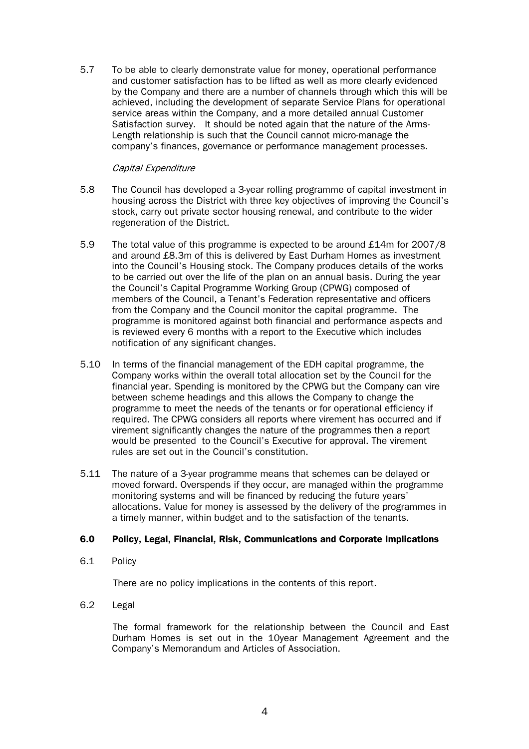5.7 To be able to clearly demonstrate value for money, operational performance and customer satisfaction has to be lifted as well as more clearly evidenced by the Company and there are a number of channels through which this will be achieved, including the development of separate Service Plans for operational service areas within the Company, and a more detailed annual Customer Satisfaction survey. It should be noted again that the nature of the Arms-Length relationship is such that the Council cannot micro-manage the company's finances, governance or performance management processes.

*Capital Expenditure*

5.8 The Council has developed a 3-year rolling programme of capital investment in housing across the District with three key objectives of improving the Council's stock, carry out private sector housing renewal, and contribute to the wider regeneration of the District.

5.9 The total value of this programme is expected to be around £14m for 2007/8 and around £8.3m of this is delivered by East Durham Homes as investment into the Council's Housing stock. The Company produces details of the works to be carried out over the life of the plan on an annual basis. During the year the Council's Capital Programme Working Group (CPWG) composed of members of the Council, a Tenant's Federation representative and officers from the Company and the Council monitor the capital programme. The programme is monitored against both financial and performance aspects and is reviewed every 6 months with a report to the Executive which includes notification of any significant changes.

5.10 In terms of the financial management of the EDH capital programme, the Company works within the overall total allocation set by the Council for the financial year. Spending is monitored by the CPWG but the Company can vire between scheme headings and this allows the Company to change the programme to meet the needs of the tenants or for operational efficiency if required. The CPWG considers all reports where virement has occurred and if virement significantly changes the nature of the programmes then a report would be presented to the Council's Executive for approval. The virement rules are set out in the Council's constitution.

5.11 The nature of a 3-year programme means that schemes can be delayed or moved forward. Overspends if they occur, are managed within the programme monitoring systems and will be financed by reducing the future years' allocations. Value for money is assessed by the delivery of the programmes in a timely manner, within budget and to the satisfaction of the tenants.

## 6.0 Policy, Legal, Financial, Risk, Communications and Corporate Implications

6.1 Policy

There are no policy implications in the contents of this report.

6.2 Legal

The formal framework for the relationship between the Council and East Durham Homes is set out in the 10year Management Agreement and the Company's Memorandum and Articles of Association.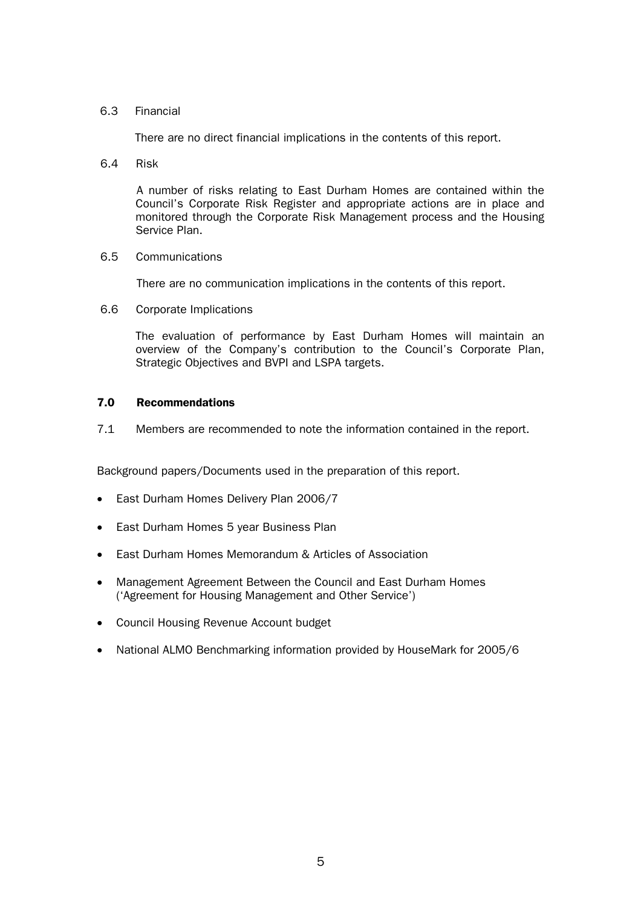6.3 Financial

There are no direct financial implications in the contents of this report.

6.4 Risk

A number of risks relating to East Durham Homes are contained within the Council's Corporate Risk Register and appropriate actions are in place and monitored through the Corporate Risk Management process and the Housing Service Plan.

6.5 Communications

There are no communication implications in the contents of this report.

6.6 Corporate Implications

The evaluation of performance by East Durham Homes will maintain an overview of the Company's contribution to the Council's Corporate Plan, Strategic Objectives and BVPI and LSPA targets.

## 7.0 Recommendations

7.1 Members are recommended to note the information contained in the report.

Background papers/Documents used in the preparation of this report.

- East Durham Homes Delivery Plan 2006/7
- East Durham Homes 5 year Business Plan
- East Durham Homes Memorandum & Articles of Association
- Management Agreement Between the Council and East Durham Homes ('Agreement for Housing Management and Other Service')
- Council Housing Revenue Account budget
- National ALMO Benchmarking information provided by HouseMark for 2005/6